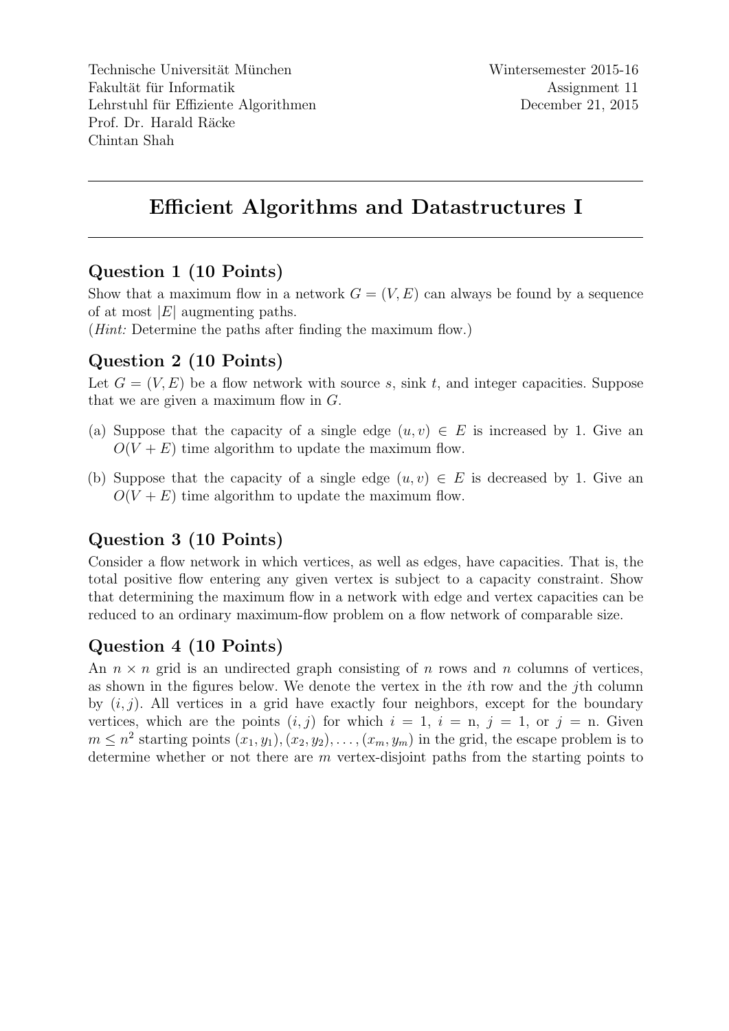Technische Universität München
Fakultät für Informatik
Lehrstuhl für Effiziente Algorithmen
Prof. Dr. Harald Räcke
Chintan Shah

Wintersemester 2015-16
Assignment 11
December 21, 2015

---

# Efficient Algorithms and Datastructures I

---

## Question 1 (10 Points)

Show that a maximum flow in a network $G = (V, E)$ can always be found by a sequence of at most $|E|$ augmenting paths.
(*Hint:* Determine the paths after finding the maximum flow.)

## Question 2 (10 Points)

Let $G = (V, E)$ be a flow network with source $s$, sink $t$, and integer capacities. Suppose that we are given a maximum flow in $G$.

(a) Suppose that the capacity of a single edge $(u, v) \in E$ is increased by 1. Give an $O(V + E)$ time algorithm to update the maximum flow.

(b) Suppose that the capacity of a single edge $(u, v) \in E$ is decreased by 1. Give an $O(V + E)$ time algorithm to update the maximum flow.

## Question 3 (10 Points)

Consider a flow network in which vertices, as well as edges, have capacities. That is, the total positive flow entering any given vertex is subject to a capacity constraint. Show that determining the maximum flow in a network with edge and vertex capacities can be reduced to an ordinary maximum-flow problem on a flow network of comparable size.

## Question 4 (10 Points)

An $n \times n$ grid is an undirected graph consisting of $n$ rows and $n$ columns of vertices, as shown in the figures below. We denote the vertex in the $i$th row and the $j$th column by $(i, j)$. All vertices in a grid have exactly four neighbors, except for the boundary vertices, which are the points $(i, j)$ for which $i = 1$, $i = \text{n}$, $j = 1$, or $j = \text{n}$. Given $m \leq n^2$ starting points $(x_1, y_1), (x_2, y_2), \ldots, (x_m, y_m)$ in the grid, the escape problem is to determine whether or not there are $m$ vertex-disjoint paths from the starting points to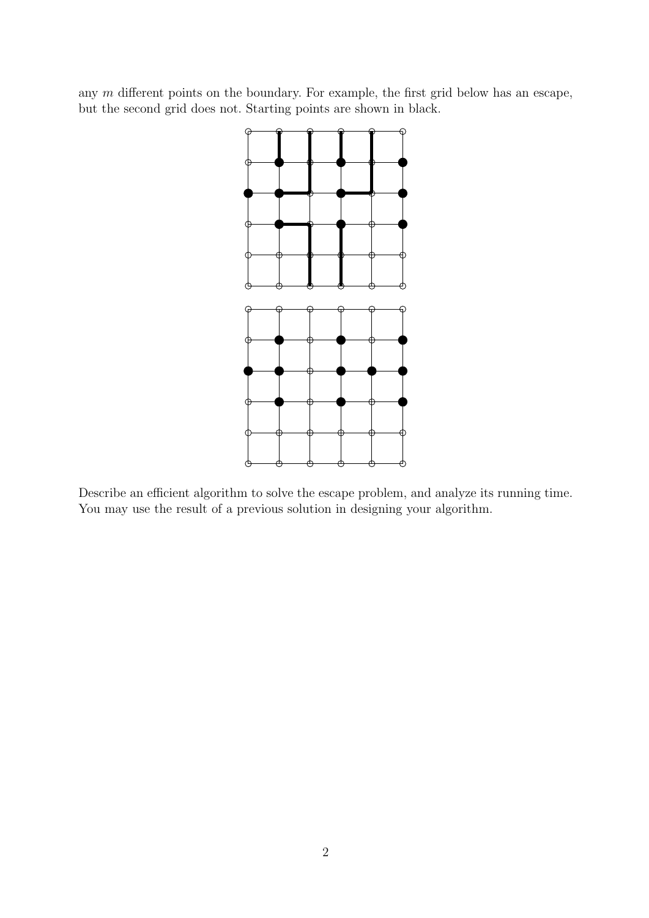any $m$ different points on the boundary. For example, the first grid below has an escape, but the second grid does not. Starting points are shown in black.

Describe an efficient algorithm to solve the escape problem, and analyze its running time. You may use the result of a previous solution in designing your algorithm.